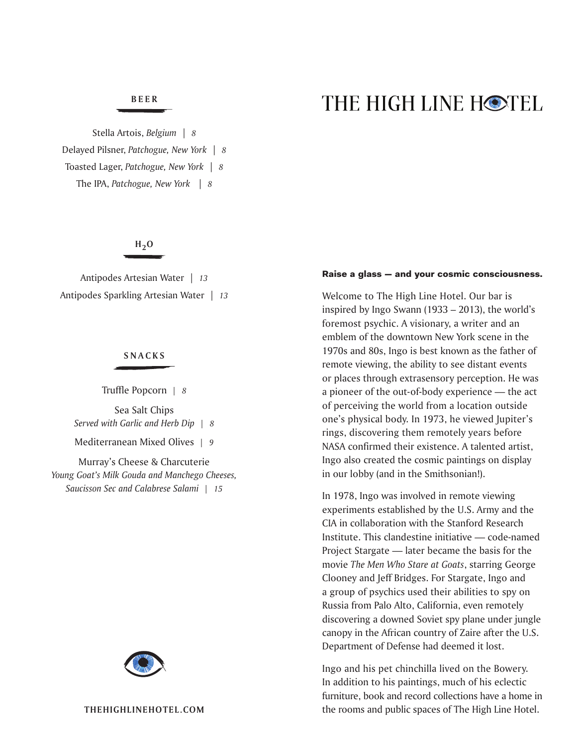# THE HIGH LINE HOTEL

## BEER

Stella Artois, *Belgium* | *8*

Delayed Pilsner, *Patchogue, New York* | *8*

Toasted Lager, *Patchogue, New York* | *8*

The IPA, *Patchogue, New York* | *8*

## $H_2O$

Antipodes Artesian Water | *13*

Antipodes Sparkling Artesian Water | *13*

## SNACKS

Truffle Popcorn | *8*

Sea Salt Chips
*Served with Garlic and Herb Dip* | *8*

Mediterranean Mixed Olives | *9*

Murray's Cheese & Charcuterie
*Young Goat's Milk Gouda and Manchego Cheeses, Saucisson Sec and Calabrese Salami* | *15*

THEHIGHLINEHOTEL.COM

**Raise a glass — and your cosmic consciousness.**

Welcome to The High Line Hotel. Our bar is inspired by Ingo Swann (1933 – 2013), the world's foremost psychic. A visionary, a writer and an emblem of the downtown New York scene in the 1970s and 80s, Ingo is best known as the father of remote viewing, the ability to see distant events or places through extrasensory perception. He was a pioneer of the out-of-body experience — the act of perceiving the world from a location outside one's physical body. In 1973, he viewed Jupiter's rings, discovering them remotely years before NASA confirmed their existence. A talented artist, Ingo also created the cosmic paintings on display in our lobby (and in the Smithsonian!).

In 1978, Ingo was involved in remote viewing experiments established by the U.S. Army and the CIA in collaboration with the Stanford Research Institute. This clandestine initiative — code-named Project Stargate — later became the basis for the movie *The Men Who Stare at Goats*, starring George Clooney and Jeff Bridges. For Stargate, Ingo and a group of psychics used their abilities to spy on Russia from Palo Alto, California, even remotely discovering a downed Soviet spy plane under jungle canopy in the African country of Zaire after the U.S. Department of Defense had deemed it lost.

Ingo and his pet chinchilla lived on the Bowery. In addition to his paintings, much of his eclectic furniture, book and record collections have a home in the rooms and public spaces of The High Line Hotel.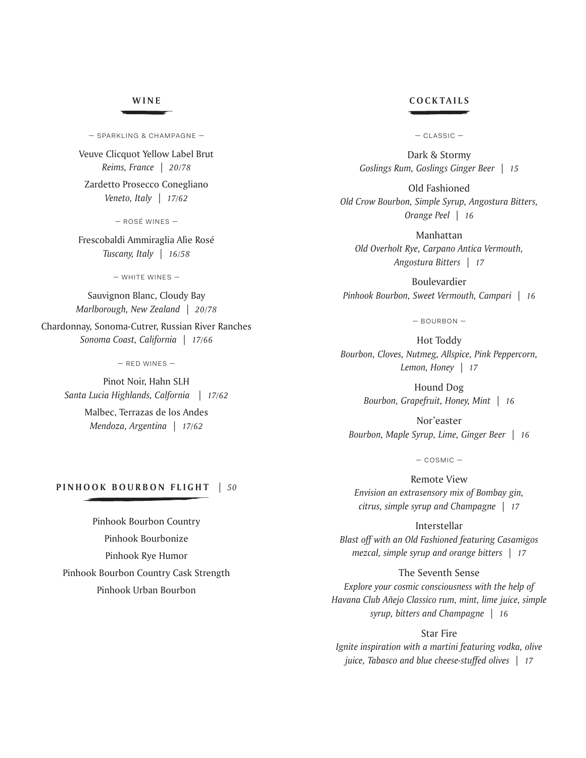## WINE

— SPARKLING & CHAMPAGNE —

Veuve Clicquot Yellow Label Brut
*Reims, France | 20/78*

Zardetto Prosecco Conegliano
*Veneto, Italy | 17/62*

— ROSÉ WINES —

Frescobaldi Ammiraglia Alìe Rosé
*Tuscany, Italy | 16/58*

— WHITE WINES —

Sauvignon Blanc, Cloudy Bay
*Marlborough, New Zealand | 20/78*

Chardonnay, Sonoma-Cutrer, Russian River Ranches
*Sonoma Coast, California | 17/66*

— RED WINES —

Pinot Noir, Hahn SLH
*Santa Lucia Highlands, Calfornia | 17/62*

Malbec, Terrazas de los Andes
*Mendoza, Argentina | 17/62*

## PINHOOK BOURBON FLIGHT | *50*

Pinhook Bourbon Country

Pinhook Bourbonize

Pinhook Rye Humor

Pinhook Bourbon Country Cask Strength

Pinhook Urban Bourbon

## COCKTAILS

— CLASSIC —

Dark & Stormy
*Goslings Rum, Goslings Ginger Beer | 15*

Old Fashioned
*Old Crow Bourbon, Simple Syrup, Angostura Bitters, Orange Peel | 16*

Manhattan
*Old Overholt Rye, Carpano Antica Vermouth, Angostura Bitters | 17*

Boulevardier
*Pinhook Bourbon, Sweet Vermouth, Campari | 16*

— BOURBON —

Hot Toddy
*Bourbon, Cloves, Nutmeg, Allspice, Pink Peppercorn, Lemon, Honey | 17*

Hound Dog
*Bourbon, Grapefruit, Honey, Mint | 16*

Nor'easter
*Bourbon, Maple Syrup, Lime, Ginger Beer | 16*

— COSMIC —

Remote View
*Envision an extrasensory mix of Bombay gin, citrus, simple syrup and Champagne | 17*

Interstellar
*Blast off with an Old Fashioned featuring Casamigos mezcal, simple syrup and orange bitters | 17*

The Seventh Sense
*Explore your cosmic consciousness with the help of Havana Club Añejo Classico rum, mint, lime juice, simple syrup, bitters and Champagne | 16*

Star Fire
*Ignite inspiration with a martini featuring vodka, olive juice, Tabasco and blue cheese-stuffed olives | 17*